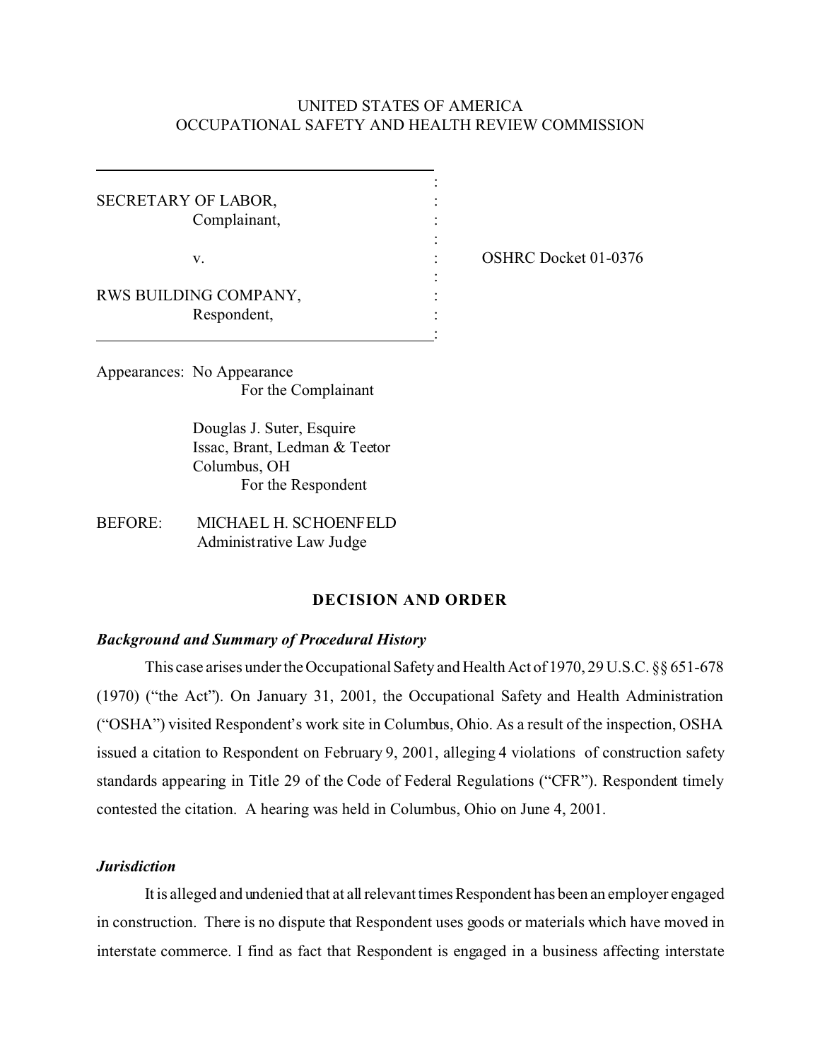UNITED STATES OF AMERICA
OCCUPATIONAL SAFETY AND HEALTH REVIEW COMMISSION

SECRETARY OF LABOR,
Complainant,

v.

RWS BUILDING COMPANY,
Respondent,

OSHRC Docket 01-0376

Appearances: No Appearance
For the Complainant

Douglas J. Suter, Esquire
Issac, Brant, Ledman & Teetor
Columbus, OH
For the Respondent

BEFORE: MICHAEL H. SCHOENFELD
Administrative Law Judge

**DECISION AND ORDER**

***Background and Summary of Procedural History***

This case arises under the Occupational Safety and Health Act of 1970, 29 U.S.C. §§ 651-678 (1970) ("the Act"). On January 31, 2001, the Occupational Safety and Health Administration ("OSHA") visited Respondent's work site in Columbus, Ohio. As a result of the inspection, OSHA issued a citation to Respondent on February 9, 2001, alleging 4 violations of construction safety standards appearing in Title 29 of the Code of Federal Regulations ("CFR"). Respondent timely contested the citation. A hearing was held in Columbus, Ohio on June 4, 2001.

***Jurisdiction***

It is alleged and undenied that at all relevant times Respondent has been an employer engaged in construction. There is no dispute that Respondent uses goods or materials which have moved in interstate commerce. I find as fact that Respondent is engaged in a business affecting interstate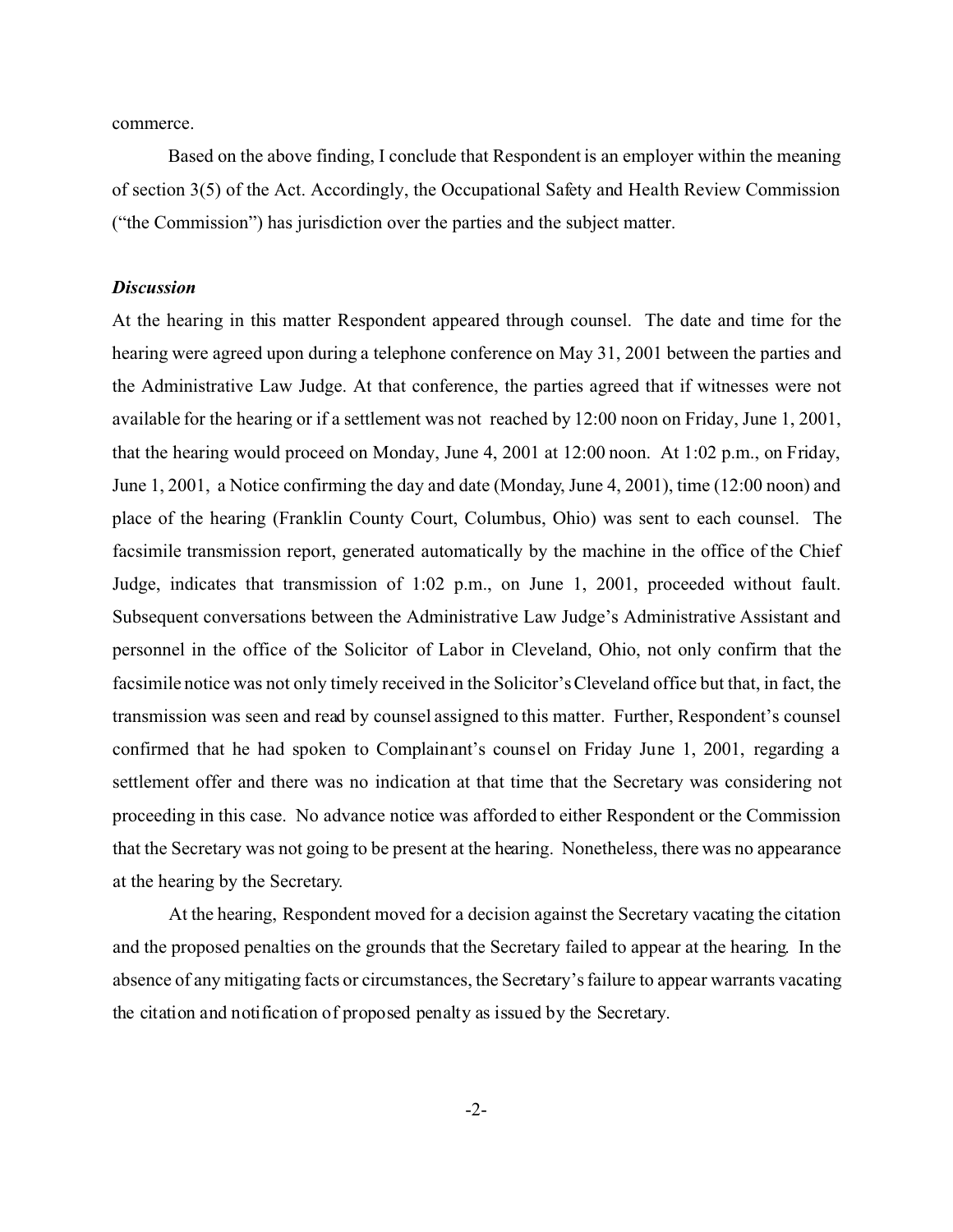commerce.

Based on the above finding, I conclude that Respondent is an employer within the meaning of section 3(5) of the Act. Accordingly, the Occupational Safety and Health Review Commission ("the Commission") has jurisdiction over the parties and the subject matter.

***Discussion***

At the hearing in this matter Respondent appeared through counsel. The date and time for the hearing were agreed upon during a telephone conference on May 31, 2001 between the parties and the Administrative Law Judge. At that conference, the parties agreed that if witnesses were not available for the hearing or if a settlement was not reached by 12:00 noon on Friday, June 1, 2001, that the hearing would proceed on Monday, June 4, 2001 at 12:00 noon. At 1:02 p.m., on Friday, June 1, 2001, a Notice confirming the day and date (Monday, June 4, 2001), time (12:00 noon) and place of the hearing (Franklin County Court, Columbus, Ohio) was sent to each counsel. The facsimile transmission report, generated automatically by the machine in the office of the Chief Judge, indicates that transmission of 1:02 p.m., on June 1, 2001, proceeded without fault. Subsequent conversations between the Administrative Law Judge's Administrative Assistant and personnel in the office of the Solicitor of Labor in Cleveland, Ohio, not only confirm that the facsimile notice was not only timely received in the Solicitor's Cleveland office but that, in fact, the transmission was seen and read by counsel assigned to this matter. Further, Respondent's counsel confirmed that he had spoken to Complainant's counsel on Friday June 1, 2001, regarding a settlement offer and there was no indication at that time that the Secretary was considering not proceeding in this case. No advance notice was afforded to either Respondent or the Commission that the Secretary was not going to be present at the hearing. Nonetheless, there was no appearance at the hearing by the Secretary.

At the hearing, Respondent moved for a decision against the Secretary vacating the citation and the proposed penalties on the grounds that the Secretary failed to appear at the hearing. In the absence of any mitigating facts or circumstances, the Secretary's failure to appear warrants vacating the citation and notification of proposed penalty as issued by the Secretary.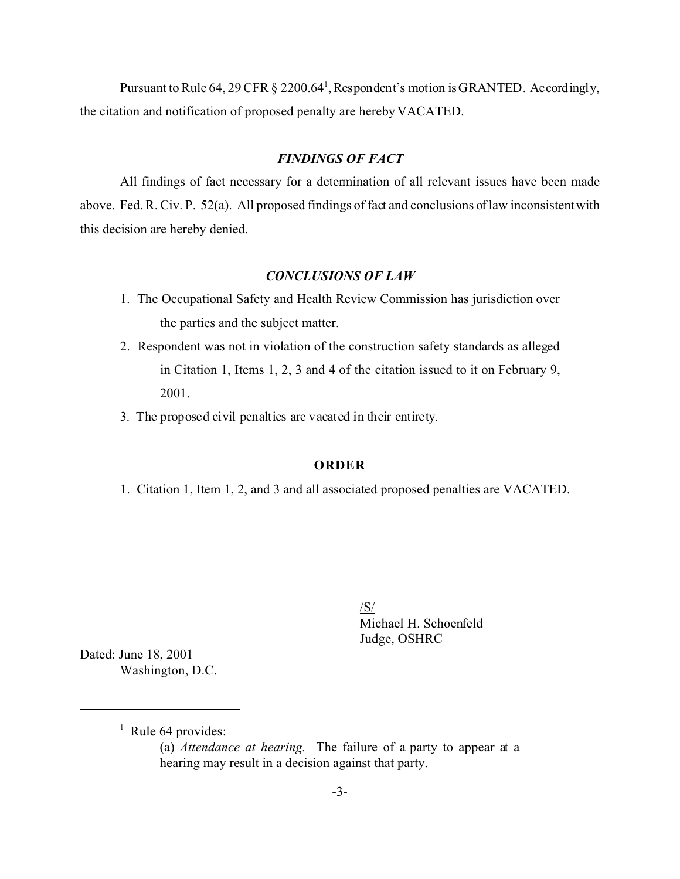Pursuant to Rule 64, 29 CFR § 2200.64[1], Respondent's motion is GRANTED. Accordingly, the citation and notification of proposed penalty are hereby VACATED.

### *FINDINGS OF FACT*

All findings of fact necessary for a determination of all relevant issues have been made above. Fed. R. Civ. P. 52(a). All proposed findings of fact and conclusions of law inconsistent with this decision are hereby denied.

### *CONCLUSIONS OF LAW*

1. The Occupational Safety and Health Review Commission has jurisdiction over the parties and the subject matter.
2. Respondent was not in violation of the construction safety standards as alleged in Citation 1, Items 1, 2, 3 and 4 of the citation issued to it on February 9, 2001.
3. The proposed civil penalties are vacated in their entirety.

### **ORDER**

1. Citation 1, Item 1, 2, and 3 and all associated proposed penalties are VACATED.

/S/
Michael H. Schoenfeld
Judge, OSHRC

Dated: June 18, 2001
Washington, D.C.

---

[1] Rule 64 provides:

(a) *Attendance at hearing.* The failure of a party to appear at a hearing may result in a decision against that party.